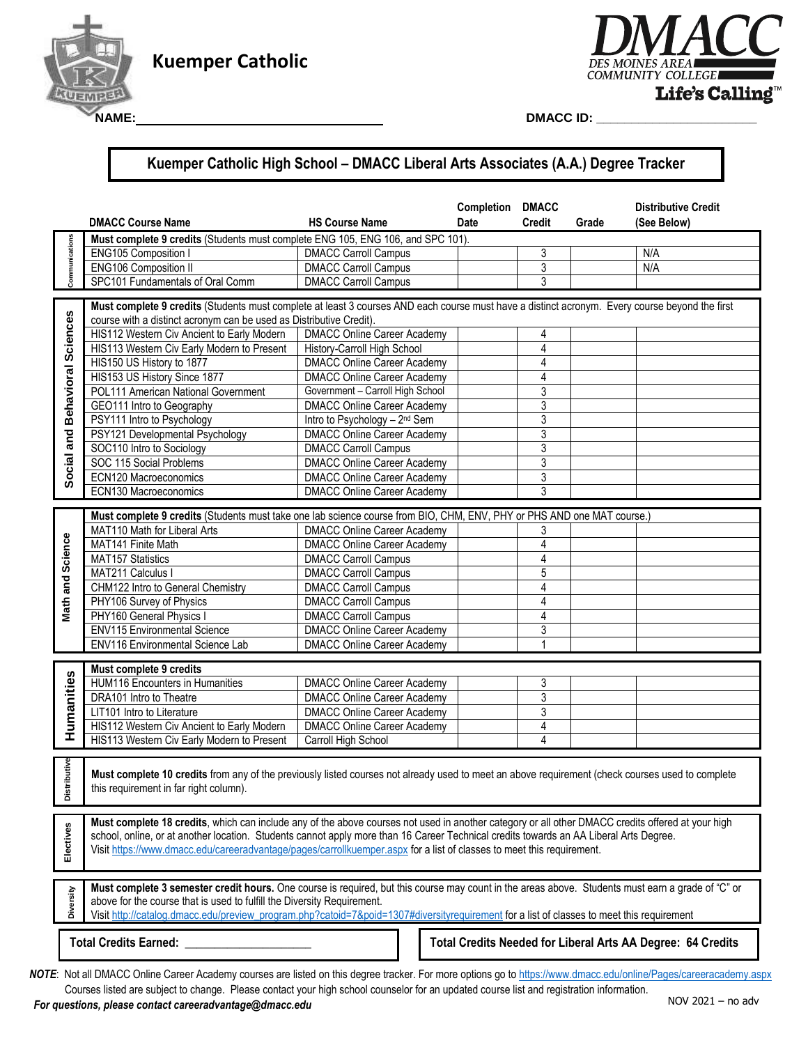**Kuemper Catholic**

**DMACC**
DES MOINES AREA COMMUNITY COLLEGE
Life's Calling™

**NAME:** ______________________________ **DMACC ID:** ______________________

# Kuemper Catholic High School – DMACC Liberal Arts Associates (A.A.) Degree Tracker

| | DMACC Course Name | HS Course Name | Completion Date | DMACC Credit | Grade | Distributive Credit (See Below) |
|---|---|---|---|---|---|---|
| **Communications** | **Must complete 9 credits** (Students must complete ENG 105, ENG 106, and SPC 101). | | | | | |
| | ENG105 Composition I | DMACC Carroll Campus | | 3 | | N/A |
| | ENG106 Composition II | DMACC Carroll Campus | | 3 | | N/A |
| | SPC101 Fundamentals of Oral Comm | DMACC Carroll Campus | | 3 | | |
| **Social and Behavioral Sciences** | **Must complete 9 credits** (Students must complete at least 3 courses AND each course must have a distinct acronym. Every course beyond the first course with a distinct acronym can be used as Distributive Credit). | | | | | |
| | HIS112 Western Civ Ancient to Early Modern | DMACC Online Career Academy | | 4 | | |
| | HIS113 Western Civ Early Modern to Present | History-Carroll High School | | 4 | | |
| | HIS150 US History to 1877 | DMACC Online Career Academy | | 4 | | |
| | HIS153 US History Since 1877 | DMACC Online Career Academy | | 4 | | |
| | POL111 American National Government | Government – Carroll High School | | 3 | | |
| | GEO111 Intro to Geography | DMACC Online Career Academy | | 3 | | |
| | PSY111 Intro to Psychology | Intro to Psychology – 2nd Sem | | 3 | | |
| | PSY121 Developmental Psychology | DMACC Online Career Academy | | 3 | | |
| | SOC110 Intro to Sociology | DMACC Carroll Campus | | 3 | | |
| | SOC 115 Social Problems | DMACC Online Career Academy | | 3 | | |
| | ECN120 Macroeconomics | DMACC Online Career Academy | | 3 | | |
| | ECN130 Macroeconomics | DMACC Online Career Academy | | 3 | | |
| **Math and Science** | **Must complete 9 credits** (Students must take one lab science course from BIO, CHM, ENV, PHY or PHS AND one MAT course.) | | | | | |
| | MAT110 Math for Liberal Arts | DMACC Online Career Academy | | 3 | | |
| | MAT141 Finite Math | DMACC Online Career Academy | | 4 | | |
| | MAT157 Statistics | DMACC Carroll Campus | | 4 | | |
| | MAT211 Calculus I | DMACC Carroll Campus | | 5 | | |
| | CHM122 Intro to General Chemistry | DMACC Carroll Campus | | 4 | | |
| | PHY106 Survey of Physics | DMACC Carroll Campus | | 4 | | |
| | PHY160 General Physics I | DMACC Carroll Campus | | 4 | | |
| | ENV115 Environmental Science | DMACC Online Career Academy | | 3 | | |
| | ENV116 Environmental Science Lab | DMACC Online Career Academy | | 1 | | |
| **Humanities** | **Must complete 9 credits** | | | | | |
| | HUM116 Encounters in Humanities | DMACC Online Career Academy | | 3 | | |
| | DRA101 Intro to Theatre | DMACC Online Career Academy | | 3 | | |
| | LIT101 Intro to Literature | DMACC Online Career Academy | | 3 | | |
| | HIS112 Western Civ Ancient to Early Modern | DMACC Online Career Academy | | 4 | | |
| | HIS113 Western Civ Early Modern to Present | Carroll High School | | 4 | | |

**Distributive**

**Must complete 10 credits** from any of the previously listed courses not already used to meet an above requirement (check courses used to complete this requirement in far right column).

**Electives**

**Must complete 18 credits**, which can include any of the above courses not used in another category or all other DMACC credits offered at your high school, online, or at another location. Students cannot apply more than 16 Career Technical credits towards an AA Liberal Arts Degree. Visit https://www.dmacc.edu/careeradvantage/pages/carrollkuemper.aspx for a list of classes to meet this requirement.

**Diversity**

**Must complete 3 semester credit hours.** One course is required, but this course may count in the areas above. Students must earn a grade of "C" or above for the course that is used to fulfill the Diversity Requirement. Visit http://catalog.dmacc.edu/preview_program.php?catoid=7&poid=1307#diversityrequirement for a list of classes to meet this requirement

**Total Credits Earned:** ____________________

**Total Credits Needed for Liberal Arts AA Degree: 64 Credits**

***NOTE***: Not all DMACC Online Career Academy courses are listed on this degree tracker. For more options go to https://www.dmacc.edu/online/Pages/careeracademy.aspx Courses listed are subject to change. Please contact your high school counselor for an updated course list and registration information.

***For questions, please contact careeradvantage@dmacc.edu***

NOV 2021 – no adv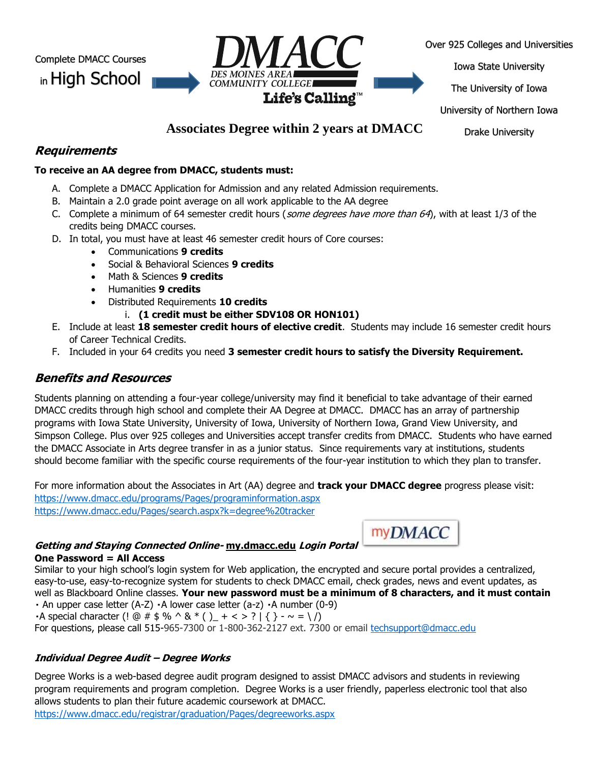Complete DMACC Courses in High School → DMACC DES MOINES AREA COMMUNITY COLLEGE Life's Calling™ →

Over 925 Colleges and Universities

Iowa State University

The University of Iowa

University of Northern Iowa

Drake University

**Associates Degree within 2 years at DMACC**

## *Requirements*

**To receive an AA degree from DMACC, students must:**

A. Complete a DMACC Application for Admission and any related Admission requirements.
B. Maintain a 2.0 grade point average on all work applicable to the AA degree
C. Complete a minimum of 64 semester credit hours (*some degrees have more than 64*), with at least 1/3 of the credits being DMACC courses.
D. In total, you must have at least 46 semester credit hours of Core courses:
    - Communications **9 credits**
    - Social & Behavioral Sciences **9 credits**
    - Math & Sciences **9 credits**
    - Humanities **9 credits**
    - Distributed Requirements **10 credits**
        i. **(1 credit must be either SDV108 OR HON101)**
E. Include at least **18 semester credit hours of elective credit**. Students may include 16 semester credit hours of Career Technical Credits.
F. Included in your 64 credits you need **3 semester credit hours to satisfy the Diversity Requirement.**

## *Benefits and Resources*

Students planning on attending a four-year college/university may find it beneficial to take advantage of their earned DMACC credits through high school and complete their AA Degree at DMACC. DMACC has an array of partnership programs with Iowa State University, University of Iowa, University of Northern Iowa, Grand View University, and Simpson College. Plus over 925 colleges and Universities accept transfer credits from DMACC. Students who have earned the DMACC Associate in Arts degree transfer in as a junior status. Since requirements vary at institutions, students should become familiar with the specific course requirements of the four-year institution to which they plan to transfer.

For more information about the Associates in Art (AA) degree and **track your DMACC degree** progress please visit:
https://www.dmacc.edu/programs/Pages/programinformation.aspx
https://www.dmacc.edu/Pages/search.aspx?k=degree%20tracker

myDMACC

***Getting and Staying Connected Online-* my.dmacc.edu *Login Portal***
**One Password = All Access**
Similar to your high school's login system for Web application, the encrypted and secure portal provides a centralized, easy-to-use, easy-to-recognize system for students to check DMACC email, check grades, news and event updates, as well as Blackboard Online classes. **Your new password must be a minimum of 8 characters, and it must contain**
• An upper case letter (A-Z) •A lower case letter (a-z) •A number (0-9)
•A special character (! @ # $ % ^ & * ( )_ + < > ? | { } - ~ = \ /)
For questions, please call 515-965-7300 or 1-800-362-2127 ext. 7300 or email techsupport@dmacc.edu

***Individual Degree Audit – Degree Works***

Degree Works is a web-based degree audit program designed to assist DMACC advisors and students in reviewing program requirements and program completion. Degree Works is a user friendly, paperless electronic tool that also allows students to plan their future academic coursework at DMACC.
https://www.dmacc.edu/registrar/graduation/Pages/degreeworks.aspx